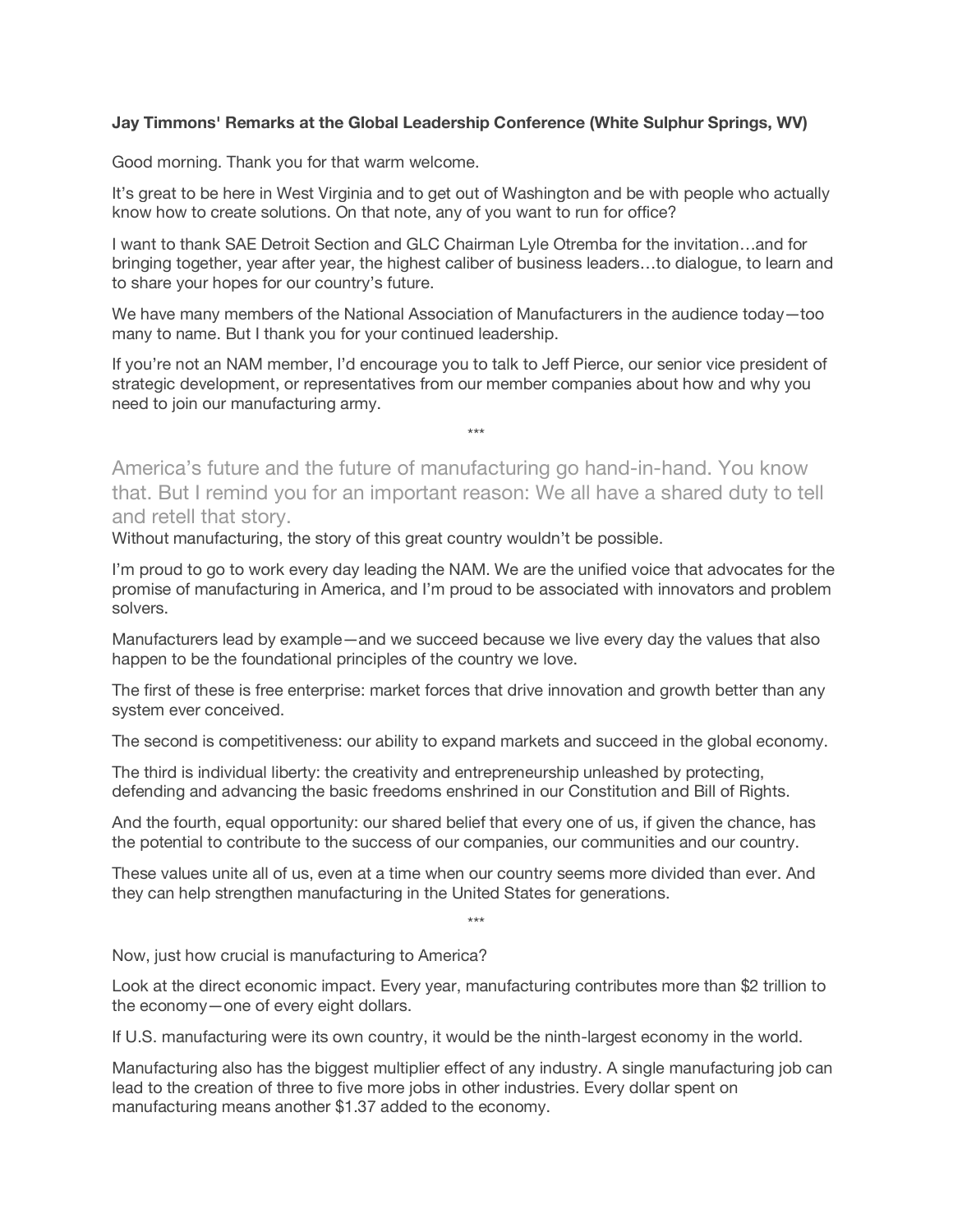**Jay Timmons' Remarks at the Global Leadership Conference (White Sulphur Springs, WV)**

Good morning. Thank you for that warm welcome.

It's great to be here in West Virginia and to get out of Washington and be with people who actually know how to create solutions. On that note, any of you want to run for office?

I want to thank SAE Detroit Section and GLC Chairman Lyle Otremba for the invitation…and for bringing together, year after year, the highest caliber of business leaders…to dialogue, to learn and to share your hopes for our country's future.

We have many members of the National Association of Manufacturers in the audience today—too many to name. But I thank you for your continued leadership.

If you're not an NAM member, I'd encourage you to talk to Jeff Pierce, our senior vice president of strategic development, or representatives from our member companies about how and why you need to join our manufacturing army.

\*\*\*

## America's future and the future of manufacturing go hand-in-hand. You know that. But I remind you for an important reason: We all have a shared duty to tell and retell that story.

Without manufacturing, the story of this great country wouldn't be possible.

I'm proud to go to work every day leading the NAM. We are the unified voice that advocates for the promise of manufacturing in America, and I'm proud to be associated with innovators and problem solvers.

Manufacturers lead by example—and we succeed because we live every day the values that also happen to be the foundational principles of the country we love.

The first of these is free enterprise: market forces that drive innovation and growth better than any system ever conceived.

The second is competitiveness: our ability to expand markets and succeed in the global economy.

The third is individual liberty: the creativity and entrepreneurship unleashed by protecting, defending and advancing the basic freedoms enshrined in our Constitution and Bill of Rights.

And the fourth, equal opportunity: our shared belief that every one of us, if given the chance, has the potential to contribute to the success of our companies, our communities and our country.

These values unite all of us, even at a time when our country seems more divided than ever. And they can help strengthen manufacturing in the United States for generations.

\*\*\*

Now, just how crucial is manufacturing to America?

Look at the direct economic impact. Every year, manufacturing contributes more than $2 trillion to the economy—one of every eight dollars.

If U.S. manufacturing were its own country, it would be the ninth-largest economy in the world.

Manufacturing also has the biggest multiplier effect of any industry. A single manufacturing job can lead to the creation of three to five more jobs in other industries. Every dollar spent on manufacturing means another $1.37 added to the economy.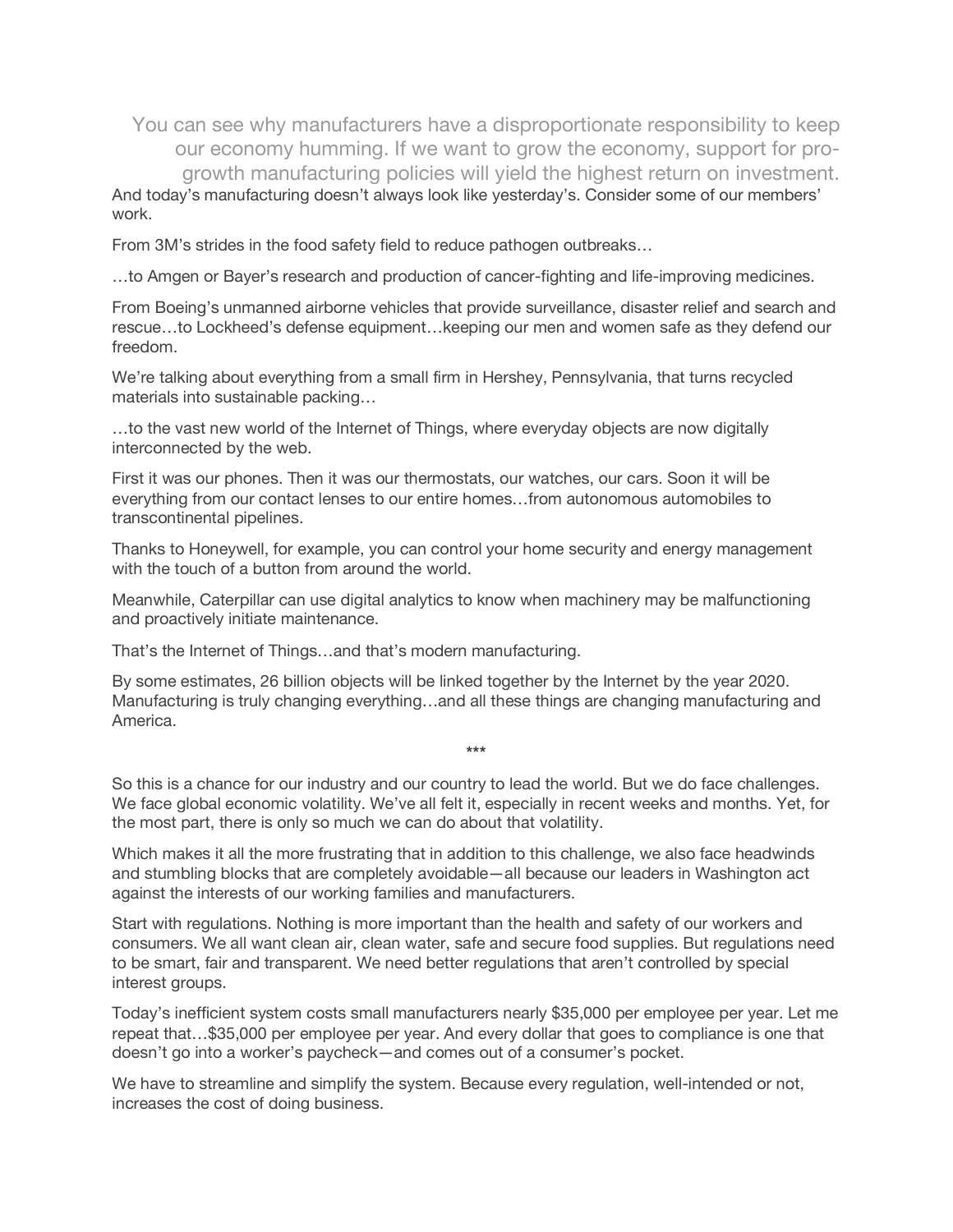> You can see why manufacturers have a disproportionate responsibility to keep our economy humming. If we want to grow the economy, support for pro-growth manufacturing policies will yield the highest return on investment.

And today's manufacturing doesn't always look like yesterday's. Consider some of our members' work.

From 3M's strides in the food safety field to reduce pathogen outbreaks…

…to Amgen or Bayer's research and production of cancer-fighting and life-improving medicines.

From Boeing's unmanned airborne vehicles that provide surveillance, disaster relief and search and rescue…to Lockheed's defense equipment…keeping our men and women safe as they defend our freedom.

We're talking about everything from a small firm in Hershey, Pennsylvania, that turns recycled materials into sustainable packing…

…to the vast new world of the Internet of Things, where everyday objects are now digitally interconnected by the web.

First it was our phones. Then it was our thermostats, our watches, our cars. Soon it will be everything from our contact lenses to our entire homes…from autonomous automobiles to transcontinental pipelines.

Thanks to Honeywell, for example, you can control your home security and energy management with the touch of a button from around the world.

Meanwhile, Caterpillar can use digital analytics to know when machinery may be malfunctioning and proactively initiate maintenance.

That's the Internet of Things…and that's modern manufacturing.

By some estimates, 26 billion objects will be linked together by the Internet by the year 2020. Manufacturing is truly changing everything…and all these things are changing manufacturing and America.

***

So this is a chance for our industry and our country to lead the world. But we do face challenges. We face global economic volatility. We've all felt it, especially in recent weeks and months. Yet, for the most part, there is only so much we can do about that volatility.

Which makes it all the more frustrating that in addition to this challenge, we also face headwinds and stumbling blocks that are completely avoidable—all because our leaders in Washington act against the interests of our working families and manufacturers.

Start with regulations. Nothing is more important than the health and safety of our workers and consumers. We all want clean air, clean water, safe and secure food supplies. But regulations need to be smart, fair and transparent. We need better regulations that aren't controlled by special interest groups.

Today's inefficient system costs small manufacturers nearly $35,000 per employee per year. Let me repeat that…$35,000 per employee per year. And every dollar that goes to compliance is one that doesn't go into a worker's paycheck—and comes out of a consumer's pocket.

We have to streamline and simplify the system. Because every regulation, well-intended or not, increases the cost of doing business.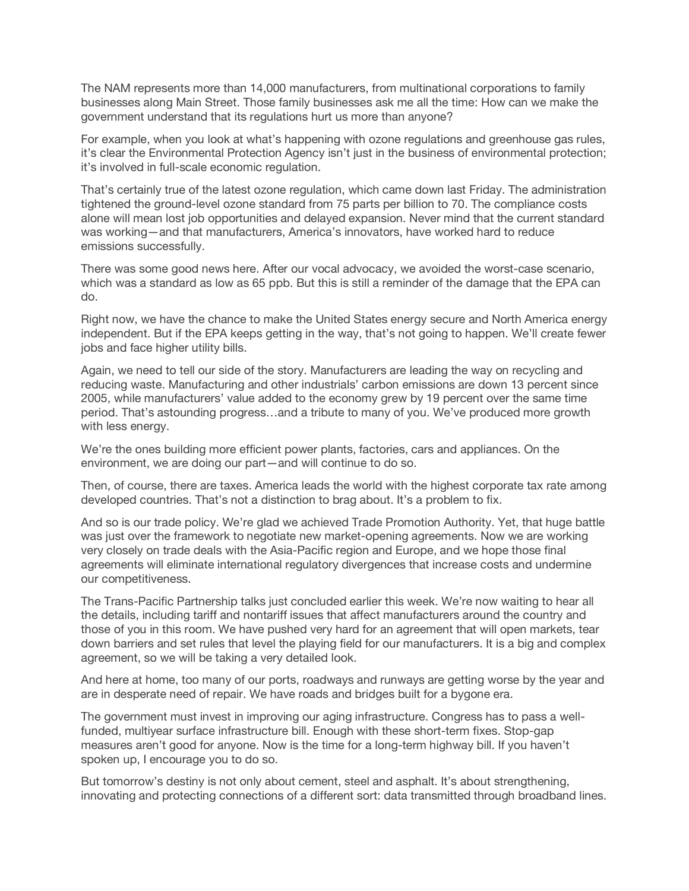The NAM represents more than 14,000 manufacturers, from multinational corporations to family businesses along Main Street. Those family businesses ask me all the time: How can we make the government understand that its regulations hurt us more than anyone?

For example, when you look at what's happening with ozone regulations and greenhouse gas rules, it's clear the Environmental Protection Agency isn't just in the business of environmental protection; it's involved in full-scale economic regulation.

That's certainly true of the latest ozone regulation, which came down last Friday. The administration tightened the ground-level ozone standard from 75 parts per billion to 70. The compliance costs alone will mean lost job opportunities and delayed expansion. Never mind that the current standard was working—and that manufacturers, America's innovators, have worked hard to reduce emissions successfully.

There was some good news here. After our vocal advocacy, we avoided the worst-case scenario, which was a standard as low as 65 ppb. But this is still a reminder of the damage that the EPA can do.

Right now, we have the chance to make the United States energy secure and North America energy independent. But if the EPA keeps getting in the way, that's not going to happen. We'll create fewer jobs and face higher utility bills.

Again, we need to tell our side of the story. Manufacturers are leading the way on recycling and reducing waste. Manufacturing and other industrials' carbon emissions are down 13 percent since 2005, while manufacturers' value added to the economy grew by 19 percent over the same time period. That's astounding progress…and a tribute to many of you. We've produced more growth with less energy.

We're the ones building more efficient power plants, factories, cars and appliances. On the environment, we are doing our part—and will continue to do so.

Then, of course, there are taxes. America leads the world with the highest corporate tax rate among developed countries. That's not a distinction to brag about. It's a problem to fix.

And so is our trade policy. We're glad we achieved Trade Promotion Authority. Yet, that huge battle was just over the framework to negotiate new market-opening agreements. Now we are working very closely on trade deals with the Asia-Pacific region and Europe, and we hope those final agreements will eliminate international regulatory divergences that increase costs and undermine our competitiveness.

The Trans-Pacific Partnership talks just concluded earlier this week. We're now waiting to hear all the details, including tariff and nontariff issues that affect manufacturers around the country and those of you in this room. We have pushed very hard for an agreement that will open markets, tear down barriers and set rules that level the playing field for our manufacturers. It is a big and complex agreement, so we will be taking a very detailed look.

And here at home, too many of our ports, roadways and runways are getting worse by the year and are in desperate need of repair. We have roads and bridges built for a bygone era.

The government must invest in improving our aging infrastructure. Congress has to pass a well-funded, multiyear surface infrastructure bill. Enough with these short-term fixes. Stop-gap measures aren't good for anyone. Now is the time for a long-term highway bill. If you haven't spoken up, I encourage you to do so.

But tomorrow's destiny is not only about cement, steel and asphalt. It's about strengthening, innovating and protecting connections of a different sort: data transmitted through broadband lines.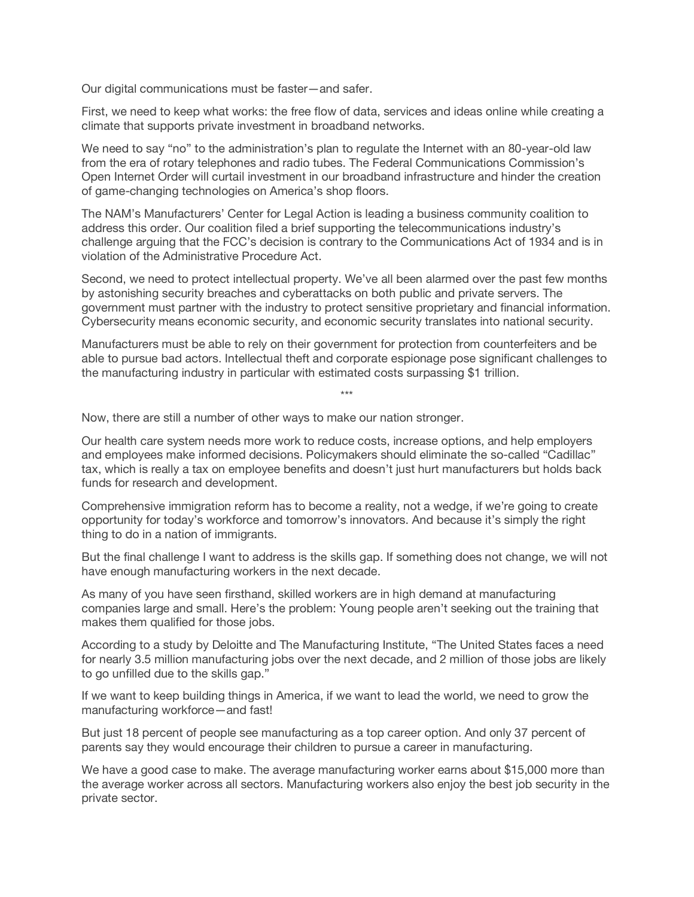Our digital communications must be faster—and safer.

First, we need to keep what works: the free flow of data, services and ideas online while creating a climate that supports private investment in broadband networks.

We need to say "no" to the administration's plan to regulate the Internet with an 80-year-old law from the era of rotary telephones and radio tubes. The Federal Communications Commission's Open Internet Order will curtail investment in our broadband infrastructure and hinder the creation of game-changing technologies on America's shop floors.

The NAM's Manufacturers' Center for Legal Action is leading a business community coalition to address this order. Our coalition filed a brief supporting the telecommunications industry's challenge arguing that the FCC's decision is contrary to the Communications Act of 1934 and is in violation of the Administrative Procedure Act.

Second, we need to protect intellectual property. We've all been alarmed over the past few months by astonishing security breaches and cyberattacks on both public and private servers. The government must partner with the industry to protect sensitive proprietary and financial information. Cybersecurity means economic security, and economic security translates into national security.

Manufacturers must be able to rely on their government for protection from counterfeiters and be able to pursue bad actors. Intellectual theft and corporate espionage pose significant challenges to the manufacturing industry in particular with estimated costs surpassing $1 trillion.

***

Now, there are still a number of other ways to make our nation stronger.

Our health care system needs more work to reduce costs, increase options, and help employers and employees make informed decisions. Policymakers should eliminate the so-called "Cadillac" tax, which is really a tax on employee benefits and doesn't just hurt manufacturers but holds back funds for research and development.

Comprehensive immigration reform has to become a reality, not a wedge, if we're going to create opportunity for today's workforce and tomorrow's innovators. And because it's simply the right thing to do in a nation of immigrants.

But the final challenge I want to address is the skills gap. If something does not change, we will not have enough manufacturing workers in the next decade.

As many of you have seen firsthand, skilled workers are in high demand at manufacturing companies large and small. Here's the problem: Young people aren't seeking out the training that makes them qualified for those jobs.

According to a study by Deloitte and The Manufacturing Institute, "The United States faces a need for nearly 3.5 million manufacturing jobs over the next decade, and 2 million of those jobs are likely to go unfilled due to the skills gap."

If we want to keep building things in America, if we want to lead the world, we need to grow the manufacturing workforce—and fast!

But just 18 percent of people see manufacturing as a top career option. And only 37 percent of parents say they would encourage their children to pursue a career in manufacturing.

We have a good case to make. The average manufacturing worker earns about $15,000 more than the average worker across all sectors. Manufacturing workers also enjoy the best job security in the private sector.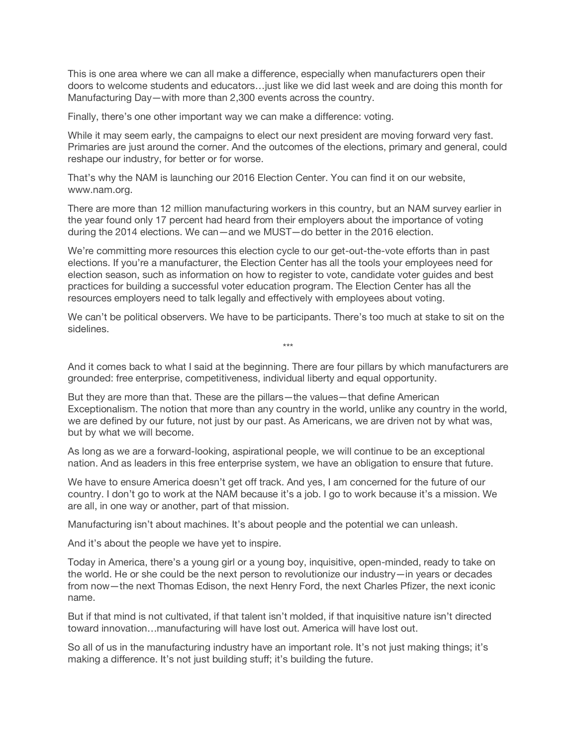This is one area where we can all make a difference, especially when manufacturers open their doors to welcome students and educators…just like we did last week and are doing this month for Manufacturing Day—with more than 2,300 events across the country.

Finally, there's one other important way we can make a difference: voting.

While it may seem early, the campaigns to elect our next president are moving forward very fast. Primaries are just around the corner. And the outcomes of the elections, primary and general, could reshape our industry, for better or for worse.

That's why the NAM is launching our 2016 Election Center. You can find it on our website, www.nam.org.

There are more than 12 million manufacturing workers in this country, but an NAM survey earlier in the year found only 17 percent had heard from their employers about the importance of voting during the 2014 elections. We can—and we MUST—do better in the 2016 election.

We're committing more resources this election cycle to our get-out-the-vote efforts than in past elections. If you're a manufacturer, the Election Center has all the tools your employees need for election season, such as information on how to register to vote, candidate voter guides and best practices for building a successful voter education program. The Election Center has all the resources employers need to talk legally and effectively with employees about voting.

We can't be political observers. We have to be participants. There's too much at stake to sit on the sidelines.

***

And it comes back to what I said at the beginning. There are four pillars by which manufacturers are grounded: free enterprise, competitiveness, individual liberty and equal opportunity.

But they are more than that. These are the pillars—the values—that define American Exceptionalism. The notion that more than any country in the world, unlike any country in the world, we are defined by our future, not just by our past. As Americans, we are driven not by what was, but by what we will become.

As long as we are a forward-looking, aspirational people, we will continue to be an exceptional nation. And as leaders in this free enterprise system, we have an obligation to ensure that future.

We have to ensure America doesn't get off track. And yes, I am concerned for the future of our country. I don't go to work at the NAM because it's a job. I go to work because it's a mission. We are all, in one way or another, part of that mission.

Manufacturing isn't about machines. It's about people and the potential we can unleash.

And it's about the people we have yet to inspire.

Today in America, there's a young girl or a young boy, inquisitive, open-minded, ready to take on the world. He or she could be the next person to revolutionize our industry—in years or decades from now—the next Thomas Edison, the next Henry Ford, the next Charles Pfizer, the next iconic name.

But if that mind is not cultivated, if that talent isn't molded, if that inquisitive nature isn't directed toward innovation…manufacturing will have lost out. America will have lost out.

So all of us in the manufacturing industry have an important role. It's not just making things; it's making a difference. It's not just building stuff; it's building the future.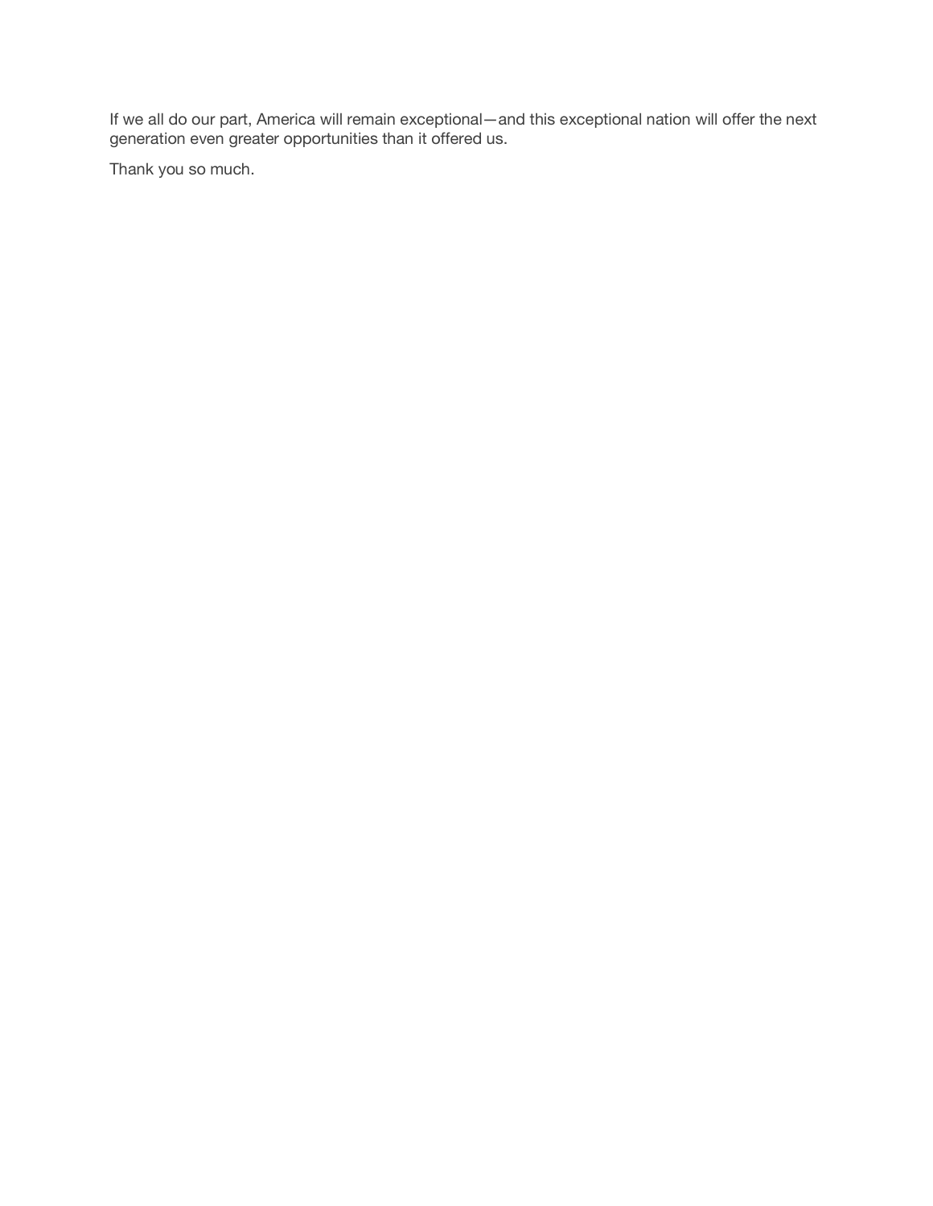If we all do our part, America will remain exceptional—and this exceptional nation will offer the next generation even greater opportunities than it offered us.

Thank you so much.